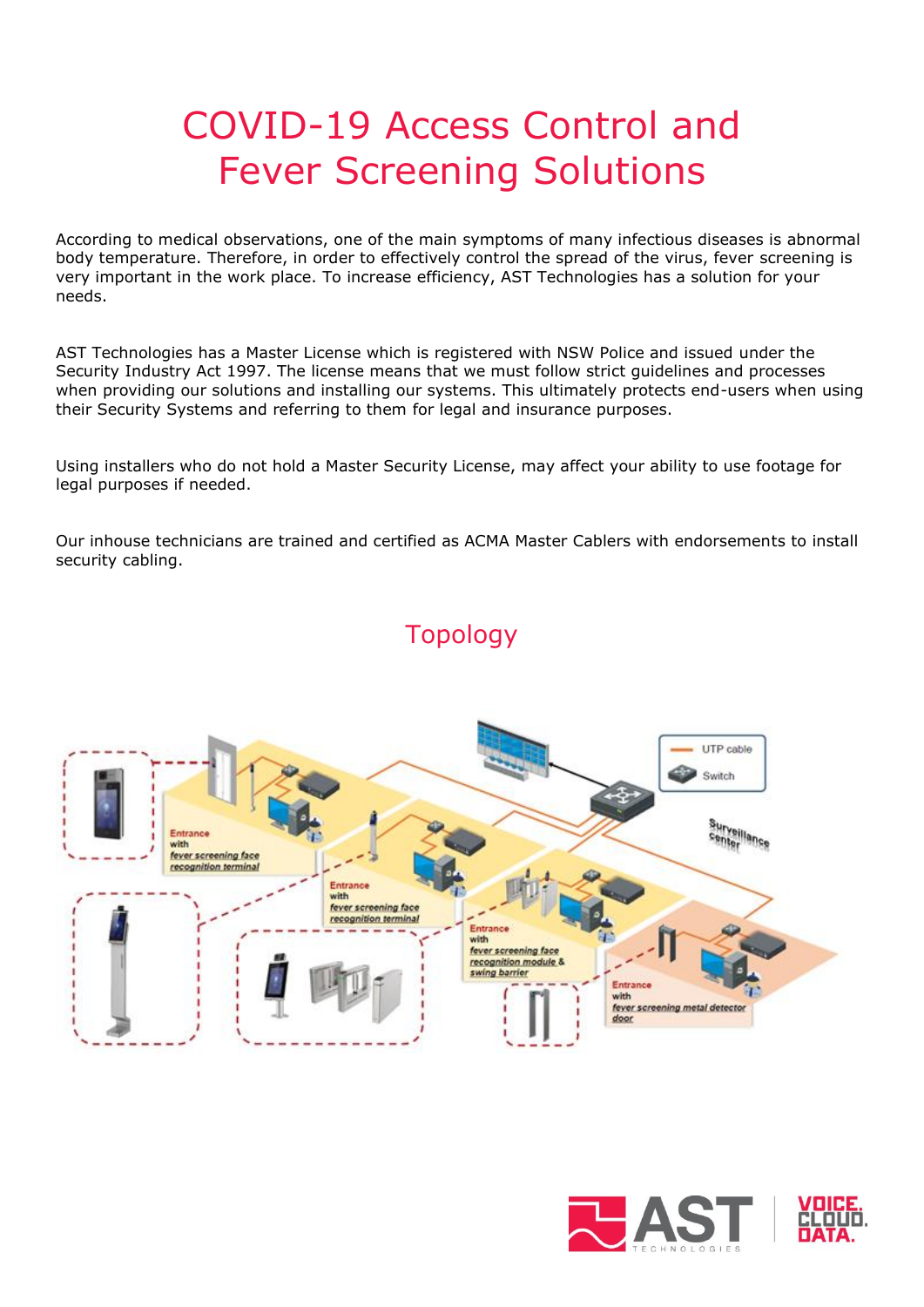# COVID-19 Access Control and Fever Screening Solutions

According to medical observations, one of the main symptoms of many infectious diseases is abnormal body temperature. Therefore, in order to effectively control the spread of the virus, fever screening is very important in the work place. To increase efficiency, AST Technologies has a solution for your needs.

AST Technologies has a Master License which is registered with NSW Police and issued under the Security Industry Act 1997. The license means that we must follow strict guidelines and processes when providing our solutions and installing our systems. This ultimately protects end-users when using their Security Systems and referring to them for legal and insurance purposes.

Using installers who do not hold a Master Security License, may affect your ability to use footage for legal purposes if needed.

Our inhouse technicians are trained and certified as ACMA Master Cablers with endorsements to install security cabling.

## Topology

UTP cable

Switch

Surveillance Center

Entrance with fever screening face recognition terminal

Entrance with fever screening face recognition terminal

Entrance with fever screening face recognition module & swing barrier

Entrance with fever screening metal detector door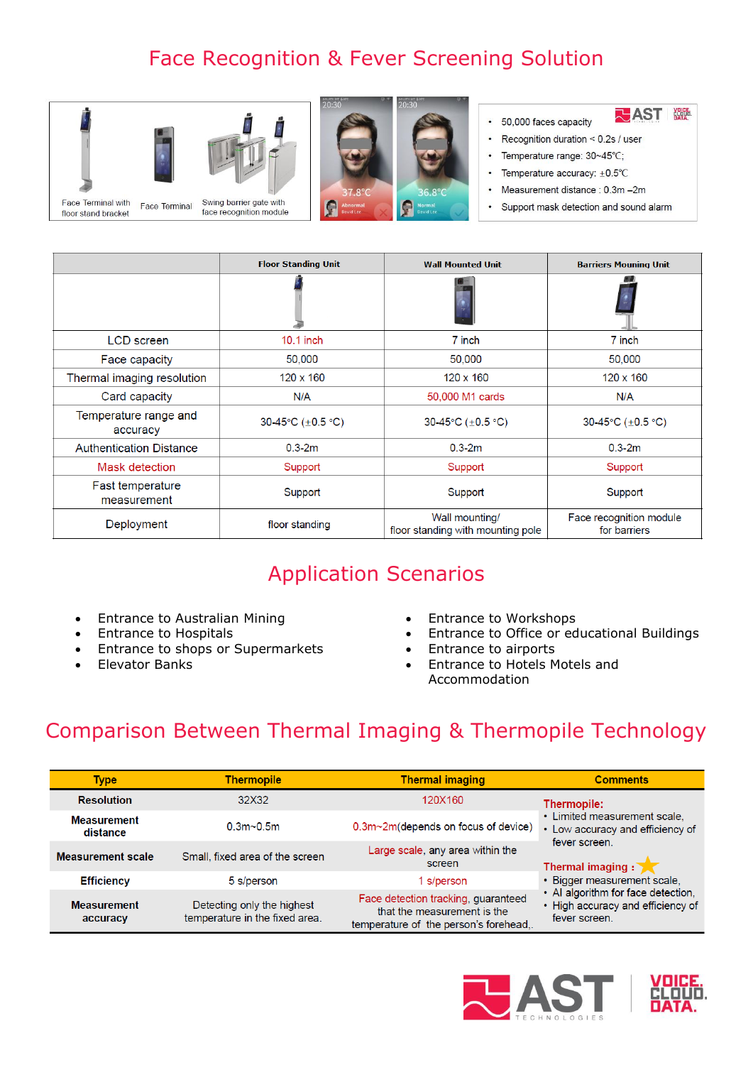# Face Recognition & Fever Screening Solution

Face Terminal with floor stand bracket

Face Terminal

Swing barrier gate with face recognition module

- 50,000 faces capacity
- Recognition duration < 0.2s / user
- Temperature range: 30~45℃;
- Temperature accuracy: ±0.5℃
- Measurement distance : 0.3m –2m
- Support mask detection and sound alarm

| | Floor Standing Unit | Wall Mounted Unit | Barriers Mouning Unit |
|---|---|---|---|
| LCD screen | 10.1 inch | 7 inch | 7 inch |
| Face capacity | 50,000 | 50,000 | 50,000 |
| Thermal imaging resolution | 120 x 160 | 120 x 160 | 120 x 160 |
| Card capacity | N/A | 50,000 M1 cards | N/A |
| Temperature range and accuracy | 30-45°C (±0.5 °C) | 30-45°C (±0.5 °C) | 30-45°C (±0.5 °C) |
| Authentication Distance | 0.3-2m | 0.3-2m | 0.3-2m |
| Mask detection | Support | Support | Support |
| Fast temperature measurement | Support | Support | Support |
| Deployment | floor standing | Wall mounting/ floor standing with mounting pole | Face recognition module for barriers |

## Application Scenarios

- Entrance to Australian Mining
- Entrance to Hospitals
- Entrance to shops or Supermarkets
- Elevator Banks
- Entrance to Workshops
- Entrance to Office or educational Buildings
- Entrance to airports
- Entrance to Hotels Motels and Accommodation

## Comparison Between Thermal Imaging & Thermopile Technology

| Type | Thermopile | Thermal imaging | Comments |
|---|---|---|---|
| Resolution | 32X32 | 120X160 | **Thermopile:** • Limited measurement scale, • Low accuracy and efficiency of fever screen. **Thermal imaging :** • Bigger measurement scale, • AI algorithm for face detection, • High accuracy and efficiency of fever screen. |
| Measurement distance | 0.3m~0.5m | 0.3m~2m(depends on focus of device) | |
| Measurement scale | Small, fixed area of the screen | Large scale, any area within the screen | |
| Efficiency | 5 s/person | 1 s/person | |
| Measurement accuracy | Detecting only the highest temperature in the fixed area. | Face detection tracking, guaranteed that the measurement is the temperature of the person's forehead,. | |

AST TECHNOLOGIES | VOICE. CLOUD. DATA.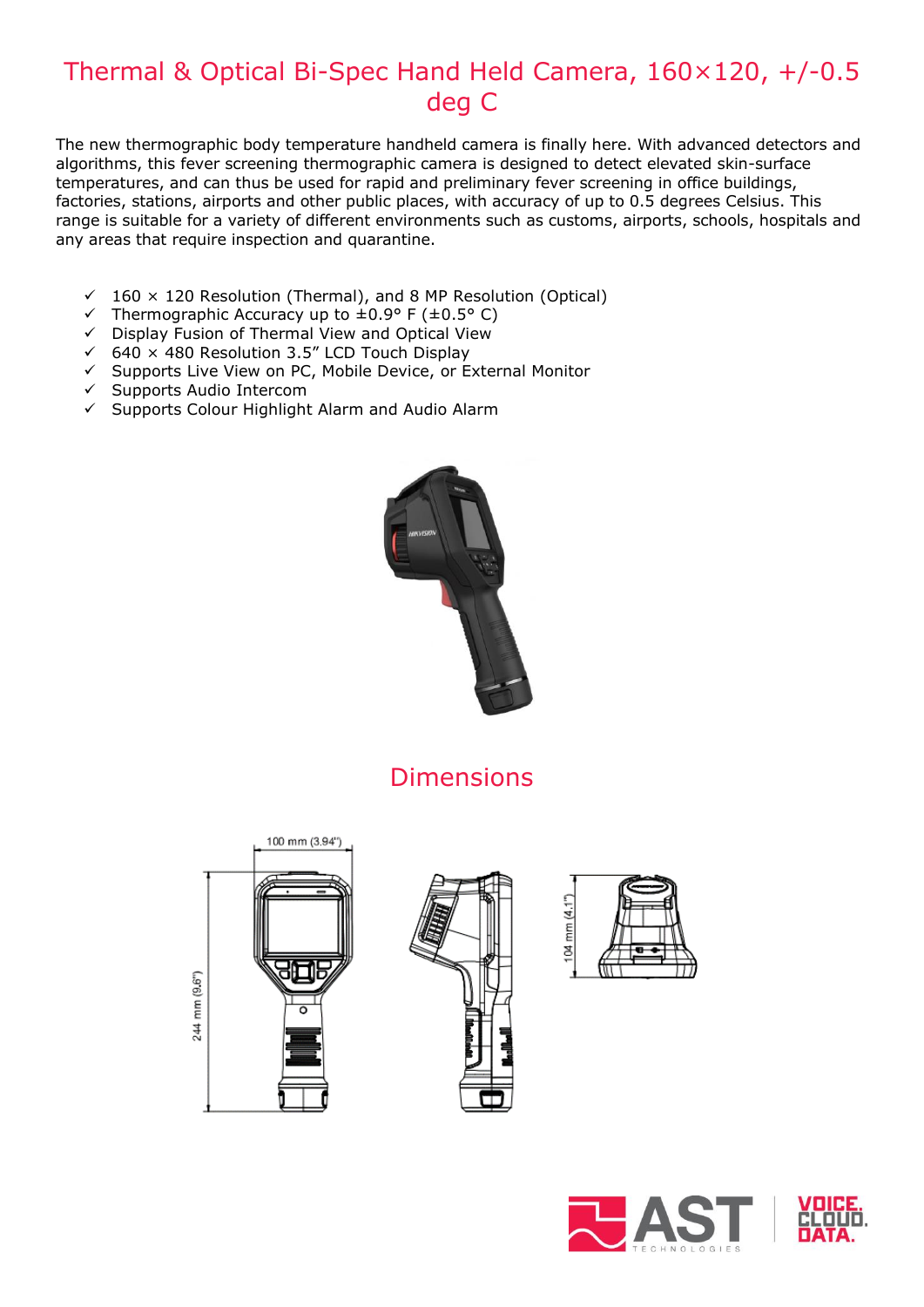# Thermal & Optical Bi-Spec Hand Held Camera, 160×120, +/-0.5 deg C

The new thermographic body temperature handheld camera is finally here. With advanced detectors and algorithms, this fever screening thermographic camera is designed to detect elevated skin-surface temperatures, and can thus be used for rapid and preliminary fever screening in office buildings, factories, stations, airports and other public places, with accuracy of up to 0.5 degrees Celsius. This range is suitable for a variety of different environments such as customs, airports, schools, hospitals and any areas that require inspection and quarantine.

- ✓ 160 × 120 Resolution (Thermal), and 8 MP Resolution (Optical)
- ✓ Thermographic Accuracy up to ±0.9° F (±0.5° C)
- ✓ Display Fusion of Thermal View and Optical View
- ✓ 640 × 480 Resolution 3.5" LCD Touch Display
- ✓ Supports Live View on PC, Mobile Device, or External Monitor
- ✓ Supports Audio Intercom
- ✓ Supports Colour Highlight Alarm and Audio Alarm

## Dimensions

100 mm (3.94")

244 mm (9.6")

104 mm (4.1")